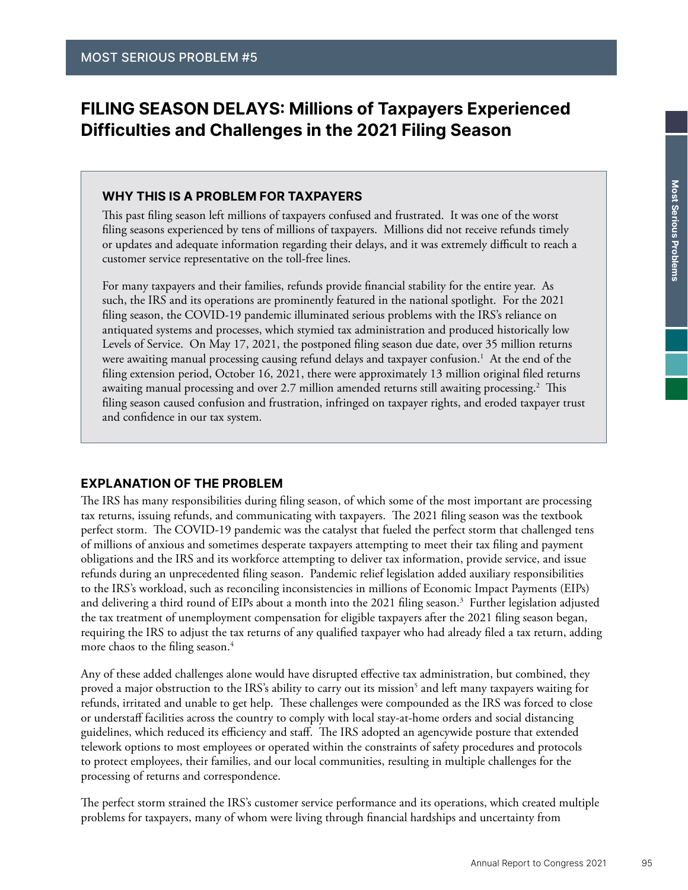MOST SERIOUS PROBLEM #5

# FILING SEASON DELAYS: Millions of Taxpayers Experienced Difficulties and Challenges in the 2021 Filing Season

## WHY THIS IS A PROBLEM FOR TAXPAYERS

This past filing season left millions of taxpayers confused and frustrated. It was one of the worst filing seasons experienced by tens of millions of taxpayers. Millions did not receive refunds timely or updates and adequate information regarding their delays, and it was extremely difficult to reach a customer service representative on the toll-free lines.

For many taxpayers and their families, refunds provide financial stability for the entire year. As such, the IRS and its operations are prominently featured in the national spotlight. For the 2021 filing season, the COVID-19 pandemic illuminated serious problems with the IRS's reliance on antiquated systems and processes, which stymied tax administration and produced historically low Levels of Service. On May 17, 2021, the postponed filing season due date, over 35 million returns were awaiting manual processing causing refund delays and taxpayer confusion.[1] At the end of the filing extension period, October 16, 2021, there were approximately 13 million original filed returns awaiting manual processing and over 2.7 million amended returns still awaiting processing.[2] This filing season caused confusion and frustration, infringed on taxpayer rights, and eroded taxpayer trust and confidence in our tax system.

## EXPLANATION OF THE PROBLEM

The IRS has many responsibilities during filing season, of which some of the most important are processing tax returns, issuing refunds, and communicating with taxpayers. The 2021 filing season was the textbook perfect storm. The COVID-19 pandemic was the catalyst that fueled the perfect storm that challenged tens of millions of anxious and sometimes desperate taxpayers attempting to meet their tax filing and payment obligations and the IRS and its workforce attempting to deliver tax information, provide service, and issue refunds during an unprecedented filing season. Pandemic relief legislation added auxiliary responsibilities to the IRS's workload, such as reconciling inconsistencies in millions of Economic Impact Payments (EIPs) and delivering a third round of EIPs about a month into the 2021 filing season.[3] Further legislation adjusted the tax treatment of unemployment compensation for eligible taxpayers after the 2021 filing season began, requiring the IRS to adjust the tax returns of any qualified taxpayer who had already filed a tax return, adding more chaos to the filing season.[4]

Any of these added challenges alone would have disrupted effective tax administration, but combined, they proved a major obstruction to the IRS's ability to carry out its mission[5] and left many taxpayers waiting for refunds, irritated and unable to get help. These challenges were compounded as the IRS was forced to close or understaff facilities across the country to comply with local stay-at-home orders and social distancing guidelines, which reduced its efficiency and staff. The IRS adopted an agencywide posture that extended telework options to most employees or operated within the constraints of safety procedures and protocols to protect employees, their families, and our local communities, resulting in multiple challenges for the processing of returns and correspondence.

The perfect storm strained the IRS's customer service performance and its operations, which created multiple problems for taxpayers, many of whom were living through financial hardships and uncertainty from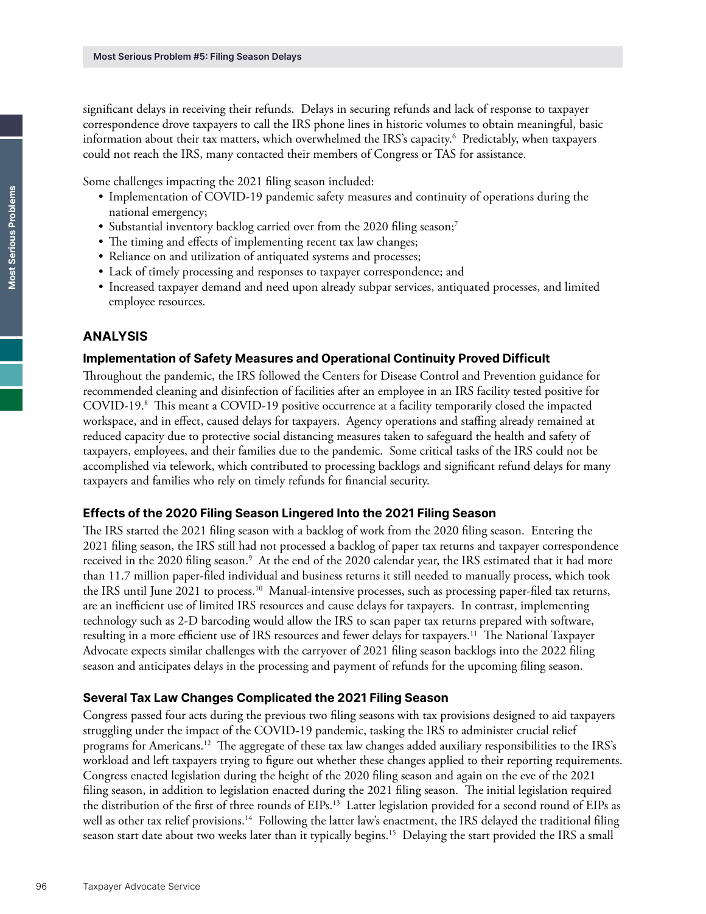significant delays in receiving their refunds. Delays in securing refunds and lack of response to taxpayer correspondence drove taxpayers to call the IRS phone lines in historic volumes to obtain meaningful, basic information about their tax matters, which overwhelmed the IRS's capacity.[6] Predictably, when taxpayers could not reach the IRS, many contacted their members of Congress or TAS for assistance.

Some challenges impacting the 2021 filing season included:

- Implementation of COVID-19 pandemic safety measures and continuity of operations during the national emergency;
- Substantial inventory backlog carried over from the 2020 filing season;[7]
- The timing and effects of implementing recent tax law changes;
- Reliance on and utilization of antiquated systems and processes;
- Lack of timely processing and responses to taxpayer correspondence; and
- Increased taxpayer demand and need upon already subpar services, antiquated processes, and limited employee resources.

## ANALYSIS

### Implementation of Safety Measures and Operational Continuity Proved Difficult

Throughout the pandemic, the IRS followed the Centers for Disease Control and Prevention guidance for recommended cleaning and disinfection of facilities after an employee in an IRS facility tested positive for COVID-19.[8] This meant a COVID-19 positive occurrence at a facility temporarily closed the impacted workspace, and in effect, caused delays for taxpayers. Agency operations and staffing already remained at reduced capacity due to protective social distancing measures taken to safeguard the health and safety of taxpayers, employees, and their families due to the pandemic. Some critical tasks of the IRS could not be accomplished via telework, which contributed to processing backlogs and significant refund delays for many taxpayers and families who rely on timely refunds for financial security.

### Effects of the 2020 Filing Season Lingered Into the 2021 Filing Season

The IRS started the 2021 filing season with a backlog of work from the 2020 filing season. Entering the 2021 filing season, the IRS still had not processed a backlog of paper tax returns and taxpayer correspondence received in the 2020 filing season.[9] At the end of the 2020 calendar year, the IRS estimated that it had more than 11.7 million paper-filed individual and business returns it still needed to manually process, which took the IRS until June 2021 to process.[10] Manual-intensive processes, such as processing paper-filed tax returns, are an inefficient use of limited IRS resources and cause delays for taxpayers. In contrast, implementing technology such as 2-D barcoding would allow the IRS to scan paper tax returns prepared with software, resulting in a more efficient use of IRS resources and fewer delays for taxpayers.[11] The National Taxpayer Advocate expects similar challenges with the carryover of 2021 filing season backlogs into the 2022 filing season and anticipates delays in the processing and payment of refunds for the upcoming filing season.

### Several Tax Law Changes Complicated the 2021 Filing Season

Congress passed four acts during the previous two filing seasons with tax provisions designed to aid taxpayers struggling under the impact of the COVID-19 pandemic, tasking the IRS to administer crucial relief programs for Americans.[12] The aggregate of these tax law changes added auxiliary responsibilities to the IRS's workload and left taxpayers trying to figure out whether these changes applied to their reporting requirements. Congress enacted legislation during the height of the 2020 filing season and again on the eve of the 2021 filing season, in addition to legislation enacted during the 2021 filing season. The initial legislation required the distribution of the first of three rounds of EIPs.[13] Latter legislation provided for a second round of EIPs as well as other tax relief provisions.[14] Following the latter law's enactment, the IRS delayed the traditional filing season start date about two weeks later than it typically begins.[15] Delaying the start provided the IRS a small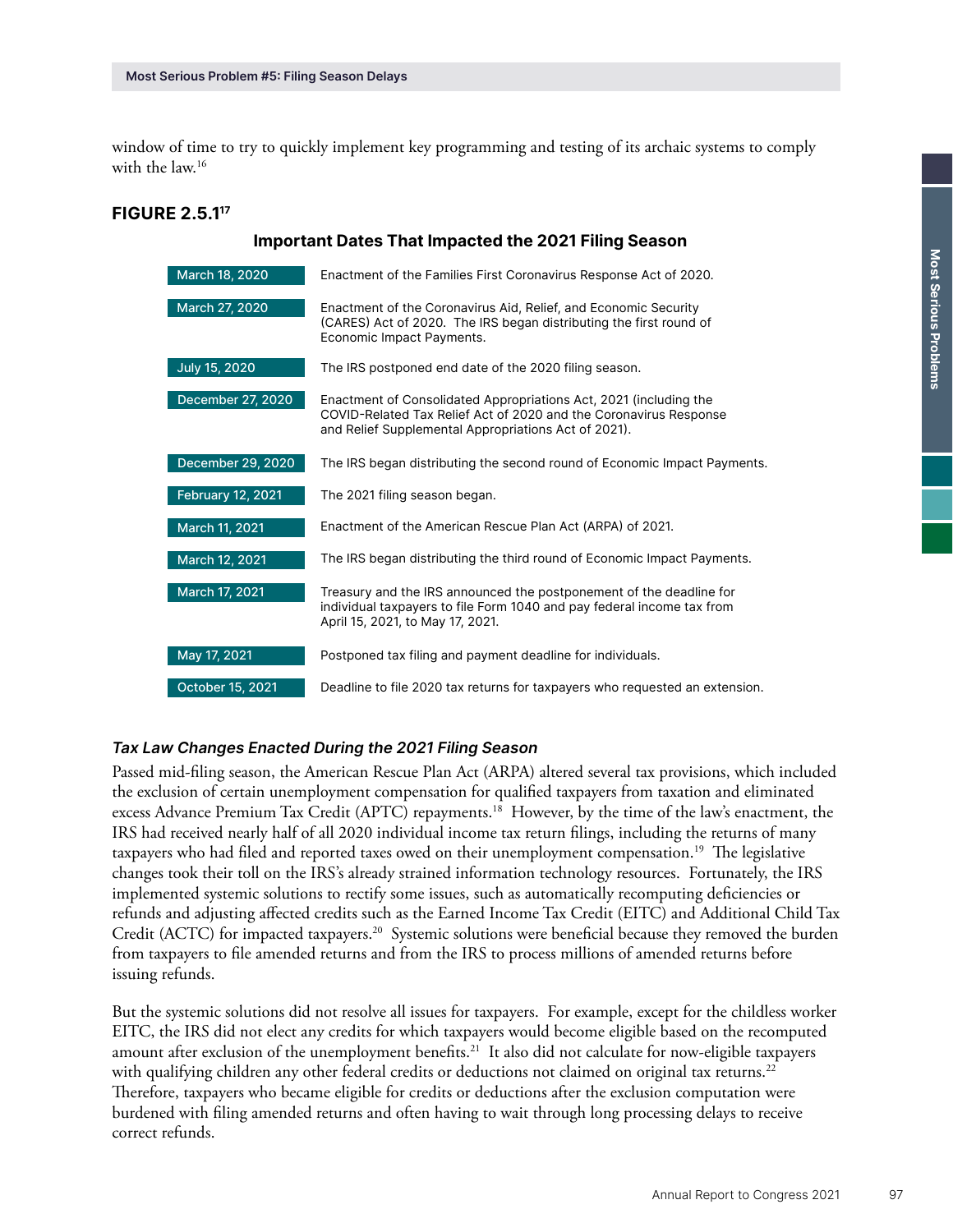window of time to try to quickly implement key programming and testing of its archaic systems to comply with the law.[16]

### FIGURE 2.5.1[17]

**Important Dates That Impacted the 2021 Filing Season**

| | |
|---|---|
| March 18, 2020 | Enactment of the Families First Coronavirus Response Act of 2020. |
| March 27, 2020 | Enactment of the Coronavirus Aid, Relief, and Economic Security (CARES) Act of 2020. The IRS began distributing the first round of Economic Impact Payments. |
| July 15, 2020 | The IRS postponed end date of the 2020 filing season. |
| December 27, 2020 | Enactment of Consolidated Appropriations Act, 2021 (including the COVID-Related Tax Relief Act of 2020 and the Coronavirus Response and Relief Supplemental Appropriations Act of 2021). |
| December 29, 2020 | The IRS began distributing the second round of Economic Impact Payments. |
| February 12, 2021 | The 2021 filing season began. |
| March 11, 2021 | Enactment of the American Rescue Plan Act (ARPA) of 2021. |
| March 12, 2021 | The IRS began distributing the third round of Economic Impact Payments. |
| March 17, 2021 | Treasury and the IRS announced the postponement of the deadline for individual taxpayers to file Form 1040 and pay federal income tax from April 15, 2021, to May 17, 2021. |
| May 17, 2021 | Postponed tax filing and payment deadline for individuals. |
| October 15, 2021 | Deadline to file 2020 tax returns for taxpayers who requested an extension. |

#### *Tax Law Changes Enacted During the 2021 Filing Season*

Passed mid-filing season, the American Rescue Plan Act (ARPA) altered several tax provisions, which included the exclusion of certain unemployment compensation for qualified taxpayers from taxation and eliminated excess Advance Premium Tax Credit (APTC) repayments.[18] However, by the time of the law's enactment, the IRS had received nearly half of all 2020 individual income tax return filings, including the returns of many taxpayers who had filed and reported taxes owed on their unemployment compensation.[19] The legislative changes took their toll on the IRS's already strained information technology resources. Fortunately, the IRS implemented systemic solutions to rectify some issues, such as automatically recomputing deficiencies or refunds and adjusting affected credits such as the Earned Income Tax Credit (EITC) and Additional Child Tax Credit (ACTC) for impacted taxpayers.[20] Systemic solutions were beneficial because they removed the burden from taxpayers to file amended returns and from the IRS to process millions of amended returns before issuing refunds.

But the systemic solutions did not resolve all issues for taxpayers. For example, except for the childless worker EITC, the IRS did not elect any credits for which taxpayers would become eligible based on the recomputed amount after exclusion of the unemployment benefits.[21] It also did not calculate for now-eligible taxpayers with qualifying children any other federal credits or deductions not claimed on original tax returns.[22] Therefore, taxpayers who became eligible for credits or deductions after the exclusion computation were burdened with filing amended returns and often having to wait through long processing delays to receive correct refunds.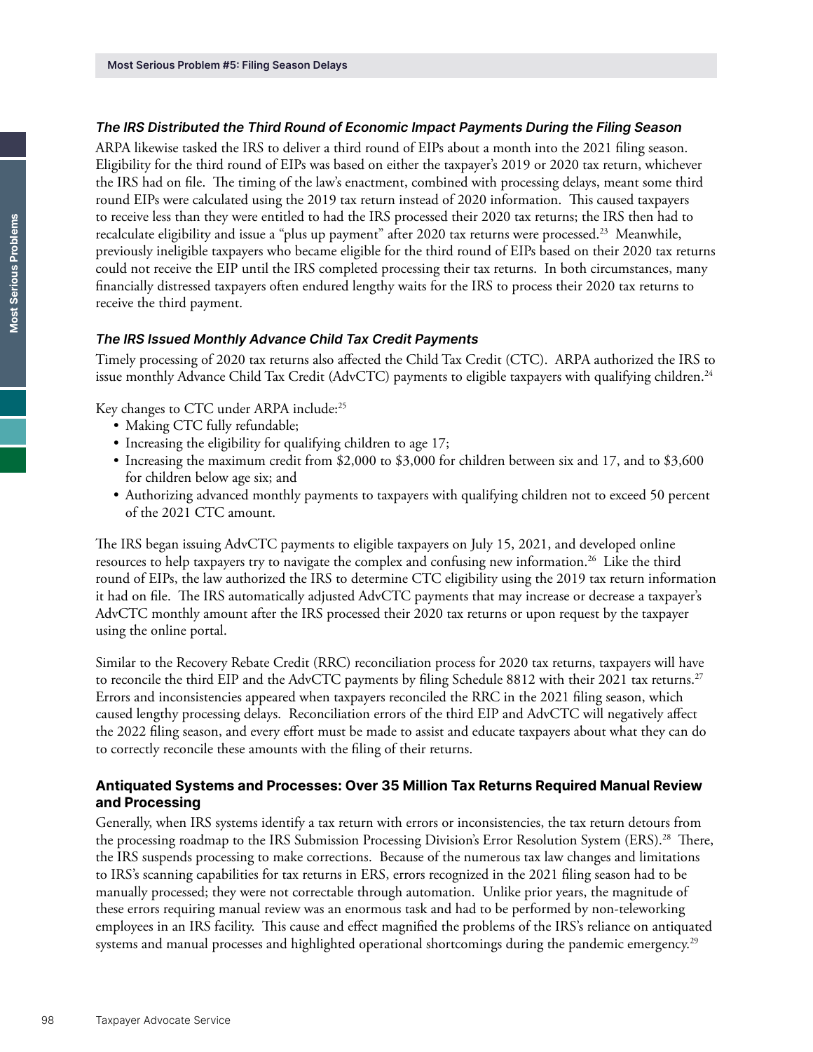### *The IRS Distributed the Third Round of Economic Impact Payments During the Filing Season*

ARPA likewise tasked the IRS to deliver a third round of EIPs about a month into the 2021 filing season. Eligibility for the third round of EIPs was based on either the taxpayer's 2019 or 2020 tax return, whichever the IRS had on file. The timing of the law's enactment, combined with processing delays, meant some third round EIPs were calculated using the 2019 tax return instead of 2020 information. This caused taxpayers to receive less than they were entitled to had the IRS processed their 2020 tax returns; the IRS then had to recalculate eligibility and issue a "plus up payment" after 2020 tax returns were processed.[23] Meanwhile, previously ineligible taxpayers who became eligible for the third round of EIPs based on their 2020 tax returns could not receive the EIP until the IRS completed processing their tax returns. In both circumstances, many financially distressed taxpayers often endured lengthy waits for the IRS to process their 2020 tax returns to receive the third payment.

### *The IRS Issued Monthly Advance Child Tax Credit Payments*

Timely processing of 2020 tax returns also affected the Child Tax Credit (CTC). ARPA authorized the IRS to issue monthly Advance Child Tax Credit (AdvCTC) payments to eligible taxpayers with qualifying children.[24]

Key changes to CTC under ARPA include:[25]

- Making CTC fully refundable;
- Increasing the eligibility for qualifying children to age 17;
- Increasing the maximum credit from $2,000 to $3,000 for children between six and 17, and to $3,600 for children below age six; and
- Authorizing advanced monthly payments to taxpayers with qualifying children not to exceed 50 percent of the 2021 CTC amount.

The IRS began issuing AdvCTC payments to eligible taxpayers on July 15, 2021, and developed online resources to help taxpayers try to navigate the complex and confusing new information.[26] Like the third round of EIPs, the law authorized the IRS to determine CTC eligibility using the 2019 tax return information it had on file. The IRS automatically adjusted AdvCTC payments that may increase or decrease a taxpayer's AdvCTC monthly amount after the IRS processed their 2020 tax returns or upon request by the taxpayer using the online portal.

Similar to the Recovery Rebate Credit (RRC) reconciliation process for 2020 tax returns, taxpayers will have to reconcile the third EIP and the AdvCTC payments by filing Schedule 8812 with their 2021 tax returns.[27] Errors and inconsistencies appeared when taxpayers reconciled the RRC in the 2021 filing season, which caused lengthy processing delays. Reconciliation errors of the third EIP and AdvCTC will negatively affect the 2022 filing season, and every effort must be made to assist and educate taxpayers about what they can do to correctly reconcile these amounts with the filing of their returns.

## Antiquated Systems and Processes: Over 35 Million Tax Returns Required Manual Review and Processing

Generally, when IRS systems identify a tax return with errors or inconsistencies, the tax return detours from the processing roadmap to the IRS Submission Processing Division's Error Resolution System (ERS).[28] There, the IRS suspends processing to make corrections. Because of the numerous tax law changes and limitations to IRS's scanning capabilities for tax returns in ERS, errors recognized in the 2021 filing season had to be manually processed; they were not correctable through automation. Unlike prior years, the magnitude of these errors requiring manual review was an enormous task and had to be performed by non-teleworking employees in an IRS facility. This cause and effect magnified the problems of the IRS's reliance on antiquated systems and manual processes and highlighted operational shortcomings during the pandemic emergency.[29]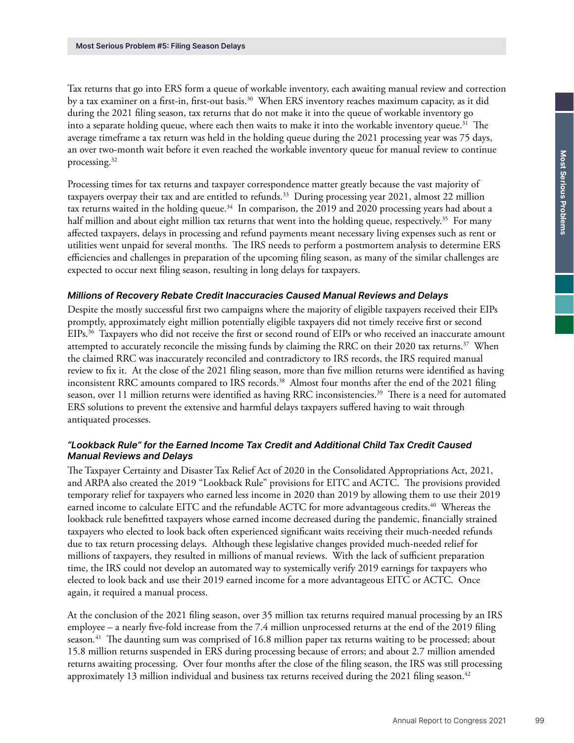Tax returns that go into ERS form a queue of workable inventory, each awaiting manual review and correction by a tax examiner on a first-in, first-out basis.[30] When ERS inventory reaches maximum capacity, as it did during the 2021 filing season, tax returns that do not make it into the queue of workable inventory go into a separate holding queue, where each then waits to make it into the workable inventory queue.[31] The average timeframe a tax return was held in the holding queue during the 2021 processing year was 75 days, an over two-month wait before it even reached the workable inventory queue for manual review to continue processing.[32]

Processing times for tax returns and taxpayer correspondence matter greatly because the vast majority of taxpayers overpay their tax and are entitled to refunds.[33] During processing year 2021, almost 22 million tax returns waited in the holding queue.[34] In comparison, the 2019 and 2020 processing years had about a half million and about eight million tax returns that went into the holding queue, respectively.[35] For many affected taxpayers, delays in processing and refund payments meant necessary living expenses such as rent or utilities went unpaid for several months. The IRS needs to perform a postmortem analysis to determine ERS efficiencies and challenges in preparation of the upcoming filing season, as many of the similar challenges are expected to occur next filing season, resulting in long delays for taxpayers.

### *Millions of Recovery Rebate Credit Inaccuracies Caused Manual Reviews and Delays*

Despite the mostly successful first two campaigns where the majority of eligible taxpayers received their EIPs promptly, approximately eight million potentially eligible taxpayers did not timely receive first or second EIPs.[36] Taxpayers who did not receive the first or second round of EIPs or who received an inaccurate amount attempted to accurately reconcile the missing funds by claiming the RRC on their 2020 tax returns.[37] When the claimed RRC was inaccurately reconciled and contradictory to IRS records, the IRS required manual review to fix it. At the close of the 2021 filing season, more than five million returns were identified as having inconsistent RRC amounts compared to IRS records.[38] Almost four months after the end of the 2021 filing season, over 11 million returns were identified as having RRC inconsistencies.[39] There is a need for automated ERS solutions to prevent the extensive and harmful delays taxpayers suffered having to wait through antiquated processes.

### *"Lookback Rule" for the Earned Income Tax Credit and Additional Child Tax Credit Caused Manual Reviews and Delays*

The Taxpayer Certainty and Disaster Tax Relief Act of 2020 in the Consolidated Appropriations Act, 2021, and ARPA also created the 2019 "Lookback Rule" provisions for EITC and ACTC. The provisions provided temporary relief for taxpayers who earned less income in 2020 than 2019 by allowing them to use their 2019 earned income to calculate EITC and the refundable ACTC for more advantageous credits.[40] Whereas the lookback rule benefitted taxpayers whose earned income decreased during the pandemic, financially strained taxpayers who elected to look back often experienced significant waits receiving their much-needed refunds due to tax return processing delays. Although these legislative changes provided much-needed relief for millions of taxpayers, they resulted in millions of manual reviews. With the lack of sufficient preparation time, the IRS could not develop an automated way to systemically verify 2019 earnings for taxpayers who elected to look back and use their 2019 earned income for a more advantageous EITC or ACTC. Once again, it required a manual process.

At the conclusion of the 2021 filing season, over 35 million tax returns required manual processing by an IRS employee – a nearly five-fold increase from the 7.4 million unprocessed returns at the end of the 2019 filing season.[41] The daunting sum was comprised of 16.8 million paper tax returns waiting to be processed; about 15.8 million returns suspended in ERS during processing because of errors; and about 2.7 million amended returns awaiting processing. Over four months after the close of the filing season, the IRS was still processing approximately 13 million individual and business tax returns received during the 2021 filing season.[42]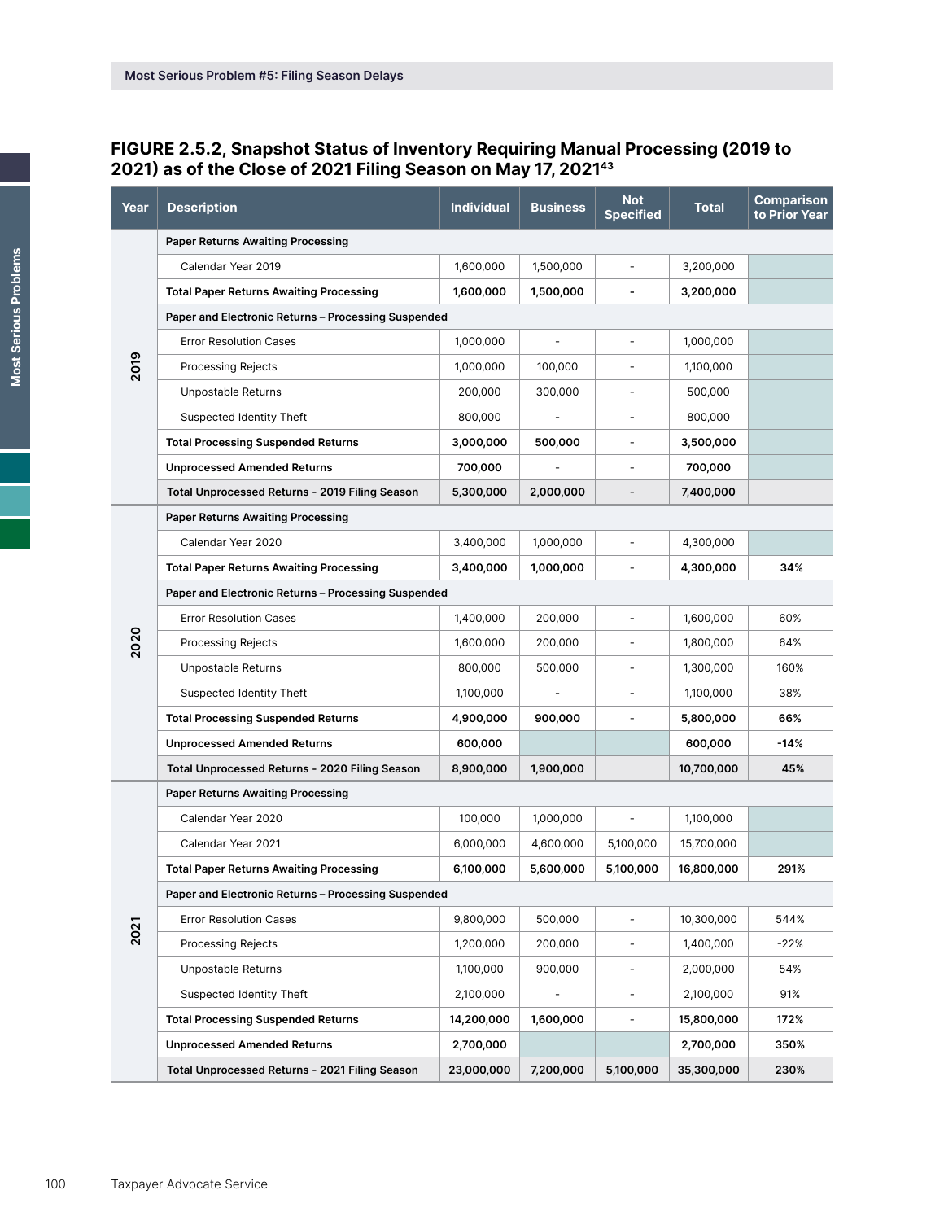### FIGURE 2.5.2, Snapshot Status of Inventory Requiring Manual Processing (2019 to 2021) as of the Close of 2021 Filing Season on May 17, 2021[43]

| Year | Description | Individual | Business | Not Specified | Total | Comparison to Prior Year |
|---|---|---|---|---|---|---|
| 2019 | **Paper Returns Awaiting Processing** | | | | | |
| | Calendar Year 2019 | 1,600,000 | 1,500,000 | - | 3,200,000 | |
| | **Total Paper Returns Awaiting Processing** | **1,600,000** | **1,500,000** | **-** | **3,200,000** | |
| | **Paper and Electronic Returns – Processing Suspended** | | | | | |
| | Error Resolution Cases | 1,000,000 | - | - | 1,000,000 | |
| | Processing Rejects | 1,000,000 | 100,000 | - | 1,100,000 | |
| | Unpostable Returns | 200,000 | 300,000 | - | 500,000 | |
| | Suspected Identity Theft | 800,000 | - | - | 800,000 | |
| | **Total Processing Suspended Returns** | **3,000,000** | **500,000** | **-** | **3,500,000** | |
| | **Unprocessed Amended Returns** | **700,000** | - | - | **700,000** | |
| | **Total Unprocessed Returns - 2019 Filing Season** | **5,300,000** | **2,000,000** | - | **7,400,000** | |
| 2020 | **Paper Returns Awaiting Processing** | | | | | |
| | Calendar Year 2020 | 3,400,000 | 1,000,000 | - | 4,300,000 | |
| | **Total Paper Returns Awaiting Processing** | **3,400,000** | **1,000,000** | - | **4,300,000** | **34%** |
| | **Paper and Electronic Returns – Processing Suspended** | | | | | |
| | Error Resolution Cases | 1,400,000 | 200,000 | - | 1,600,000 | 60% |
| | Processing Rejects | 1,600,000 | 200,000 | - | 1,800,000 | 64% |
| | Unpostable Returns | 800,000 | 500,000 | - | 1,300,000 | 160% |
| | Suspected Identity Theft | 1,100,000 | - | - | 1,100,000 | 38% |
| | **Total Processing Suspended Returns** | **4,900,000** | **900,000** | - | **5,800,000** | **66%** |
| | **Unprocessed Amended Returns** | **600,000** | | | **600,000** | **-14%** |
| | **Total Unprocessed Returns - 2020 Filing Season** | **8,900,000** | **1,900,000** | | **10,700,000** | **45%** |
| 2021 | **Paper Returns Awaiting Processing** | | | | | |
| | Calendar Year 2020 | 100,000 | 1,000,000 | - | 1,100,000 | |
| | Calendar Year 2021 | 6,000,000 | 4,600,000 | 5,100,000 | 15,700,000 | |
| | **Total Paper Returns Awaiting Processing** | **6,100,000** | **5,600,000** | **5,100,000** | **16,800,000** | **291%** |
| | **Paper and Electronic Returns – Processing Suspended** | | | | | |
| | Error Resolution Cases | 9,800,000 | 500,000 | - | 10,300,000 | 544% |
| | Processing Rejects | 1,200,000 | 200,000 | - | 1,400,000 | -22% |
| | Unpostable Returns | 1,100,000 | 900,000 | - | 2,000,000 | 54% |
| | Suspected Identity Theft | 2,100,000 | - | - | 2,100,000 | 91% |
| | **Total Processing Suspended Returns** | **14,200,000** | **1,600,000** | - | **15,800,000** | **172%** |
| | **Unprocessed Amended Returns** | **2,700,000** | | | **2,700,000** | **350%** |
| | **Total Unprocessed Returns - 2021 Filing Season** | **23,000,000** | **7,200,000** | **5,100,000** | **35,300,000** | **230%** |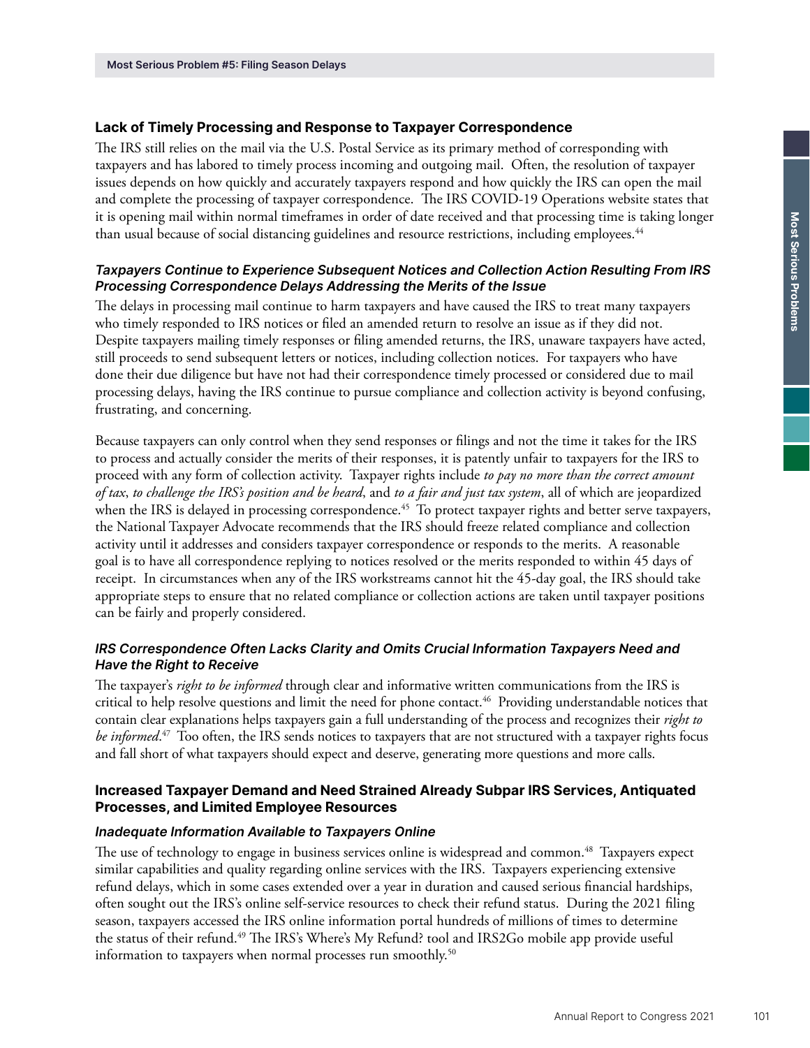### Lack of Timely Processing and Response to Taxpayer Correspondence

The IRS still relies on the mail via the U.S. Postal Service as its primary method of corresponding with taxpayers and has labored to timely process incoming and outgoing mail. Often, the resolution of taxpayer issues depends on how quickly and accurately taxpayers respond and how quickly the IRS can open the mail and complete the processing of taxpayer correspondence. The IRS COVID-19 Operations website states that it is opening mail within normal timeframes in order of date received and that processing time is taking longer than usual because of social distancing guidelines and resource restrictions, including employees.[44]

#### *Taxpayers Continue to Experience Subsequent Notices and Collection Action Resulting From IRS Processing Correspondence Delays Addressing the Merits of the Issue*

The delays in processing mail continue to harm taxpayers and have caused the IRS to treat many taxpayers who timely responded to IRS notices or filed an amended return to resolve an issue as if they did not. Despite taxpayers mailing timely responses or filing amended returns, the IRS, unaware taxpayers have acted, still proceeds to send subsequent letters or notices, including collection notices. For taxpayers who have done their due diligence but have not had their correspondence timely processed or considered due to mail processing delays, having the IRS continue to pursue compliance and collection activity is beyond confusing, frustrating, and concerning.

Because taxpayers can only control when they send responses or filings and not the time it takes for the IRS to process and actually consider the merits of their responses, it is patently unfair to taxpayers for the IRS to proceed with any form of collection activity. Taxpayer rights include *to pay no more than the correct amount of tax*, *to challenge the IRS's position and be heard*, and *to a fair and just tax system*, all of which are jeopardized when the IRS is delayed in processing correspondence.[45] To protect taxpayer rights and better serve taxpayers, the National Taxpayer Advocate recommends that the IRS should freeze related compliance and collection activity until it addresses and considers taxpayer correspondence or responds to the merits. A reasonable goal is to have all correspondence replying to notices resolved or the merits responded to within 45 days of receipt. In circumstances when any of the IRS workstreams cannot hit the 45-day goal, the IRS should take appropriate steps to ensure that no related compliance or collection actions are taken until taxpayer positions can be fairly and properly considered.

#### *IRS Correspondence Often Lacks Clarity and Omits Crucial Information Taxpayers Need and Have the Right to Receive*

The taxpayer's *right to be informed* through clear and informative written communications from the IRS is critical to help resolve questions and limit the need for phone contact.[46] Providing understandable notices that contain clear explanations helps taxpayers gain a full understanding of the process and recognizes their *right to be informed*.[47] Too often, the IRS sends notices to taxpayers that are not structured with a taxpayer rights focus and fall short of what taxpayers should expect and deserve, generating more questions and more calls.

### Increased Taxpayer Demand and Need Strained Already Subpar IRS Services, Antiquated Processes, and Limited Employee Resources

#### *Inadequate Information Available to Taxpayers Online*

The use of technology to engage in business services online is widespread and common.[48] Taxpayers expect similar capabilities and quality regarding online services with the IRS. Taxpayers experiencing extensive refund delays, which in some cases extended over a year in duration and caused serious financial hardships, often sought out the IRS's online self-service resources to check their refund status. During the 2021 filing season, taxpayers accessed the IRS online information portal hundreds of millions of times to determine the status of their refund.[49] The IRS's Where's My Refund? tool and IRS2Go mobile app provide useful information to taxpayers when normal processes run smoothly.[50]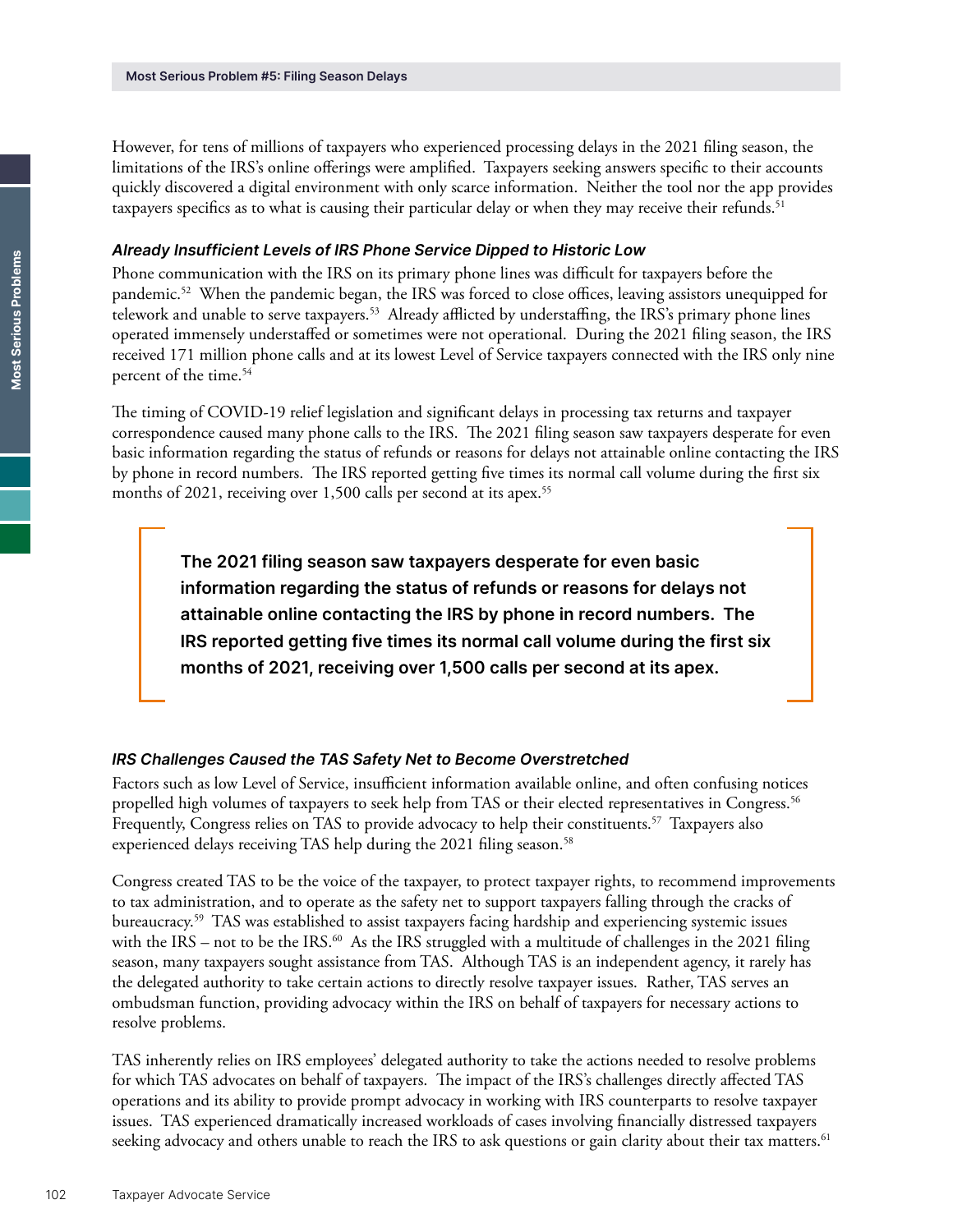However, for tens of millions of taxpayers who experienced processing delays in the 2021 filing season, the limitations of the IRS's online offerings were amplified. Taxpayers seeking answers specific to their accounts quickly discovered a digital environment with only scarce information. Neither the tool nor the app provides taxpayers specifics as to what is causing their particular delay or when they may receive their refunds.[51]

### *Already Insufficient Levels of IRS Phone Service Dipped to Historic Low*

Phone communication with the IRS on its primary phone lines was difficult for taxpayers before the pandemic.[52] When the pandemic began, the IRS was forced to close offices, leaving assistors unequipped for telework and unable to serve taxpayers.[53] Already afflicted by understaffing, the IRS's primary phone lines operated immensely understaffed or sometimes were not operational. During the 2021 filing season, the IRS received 171 million phone calls and at its lowest Level of Service taxpayers connected with the IRS only nine percent of the time.[54]

The timing of COVID-19 relief legislation and significant delays in processing tax returns and taxpayer correspondence caused many phone calls to the IRS. The 2021 filing season saw taxpayers desperate for even basic information regarding the status of refunds or reasons for delays not attainable online contacting the IRS by phone in record numbers. The IRS reported getting five times its normal call volume during the first six months of 2021, receiving over 1,500 calls per second at its apex.[55]

> **The 2021 filing season saw taxpayers desperate for even basic information regarding the status of refunds or reasons for delays not attainable online contacting the IRS by phone in record numbers. The IRS reported getting five times its normal call volume during the first six months of 2021, receiving over 1,500 calls per second at its apex.**

### *IRS Challenges Caused the TAS Safety Net to Become Overstretched*

Factors such as low Level of Service, insufficient information available online, and often confusing notices propelled high volumes of taxpayers to seek help from TAS or their elected representatives in Congress.[56] Frequently, Congress relies on TAS to provide advocacy to help their constituents.[57] Taxpayers also experienced delays receiving TAS help during the 2021 filing season.[58]

Congress created TAS to be the voice of the taxpayer, to protect taxpayer rights, to recommend improvements to tax administration, and to operate as the safety net to support taxpayers falling through the cracks of bureaucracy.[59] TAS was established to assist taxpayers facing hardship and experiencing systemic issues with the IRS – not to be the IRS.[60] As the IRS struggled with a multitude of challenges in the 2021 filing season, many taxpayers sought assistance from TAS. Although TAS is an independent agency, it rarely has the delegated authority to take certain actions to directly resolve taxpayer issues. Rather, TAS serves an ombudsman function, providing advocacy within the IRS on behalf of taxpayers for necessary actions to resolve problems.

TAS inherently relies on IRS employees' delegated authority to take the actions needed to resolve problems for which TAS advocates on behalf of taxpayers. The impact of the IRS's challenges directly affected TAS operations and its ability to provide prompt advocacy in working with IRS counterparts to resolve taxpayer issues. TAS experienced dramatically increased workloads of cases involving financially distressed taxpayers seeking advocacy and others unable to reach the IRS to ask questions or gain clarity about their tax matters.[61]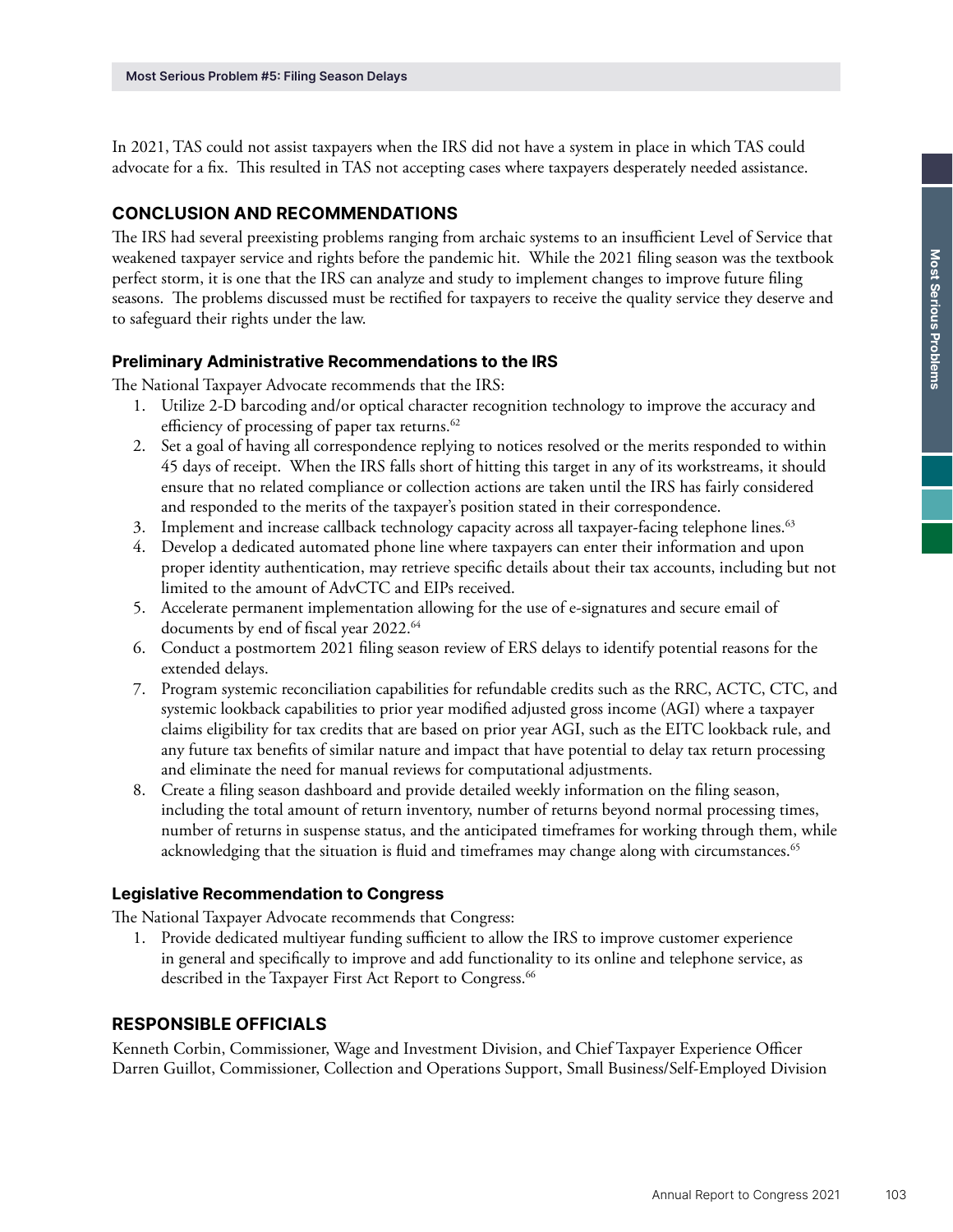In 2021, TAS could not assist taxpayers when the IRS did not have a system in place in which TAS could advocate for a fix. This resulted in TAS not accepting cases where taxpayers desperately needed assistance.

## CONCLUSION AND RECOMMENDATIONS

The IRS had several preexisting problems ranging from archaic systems to an insufficient Level of Service that weakened taxpayer service and rights before the pandemic hit. While the 2021 filing season was the textbook perfect storm, it is one that the IRS can analyze and study to implement changes to improve future filing seasons. The problems discussed must be rectified for taxpayers to receive the quality service they deserve and to safeguard their rights under the law.

### Preliminary Administrative Recommendations to the IRS

The National Taxpayer Advocate recommends that the IRS:

1. Utilize 2-D barcoding and/or optical character recognition technology to improve the accuracy and efficiency of processing of paper tax returns.[62]
2. Set a goal of having all correspondence replying to notices resolved or the merits responded to within 45 days of receipt. When the IRS falls short of hitting this target in any of its workstreams, it should ensure that no related compliance or collection actions are taken until the IRS has fairly considered and responded to the merits of the taxpayer's position stated in their correspondence.
3. Implement and increase callback technology capacity across all taxpayer-facing telephone lines.[63]
4. Develop a dedicated automated phone line where taxpayers can enter their information and upon proper identity authentication, may retrieve specific details about their tax accounts, including but not limited to the amount of AdvCTC and EIPs received.
5. Accelerate permanent implementation allowing for the use of e-signatures and secure email of documents by end of fiscal year 2022.[64]
6. Conduct a postmortem 2021 filing season review of ERS delays to identify potential reasons for the extended delays.
7. Program systemic reconciliation capabilities for refundable credits such as the RRC, ACTC, CTC, and systemic lookback capabilities to prior year modified adjusted gross income (AGI) where a taxpayer claims eligibility for tax credits that are based on prior year AGI, such as the EITC lookback rule, and any future tax benefits of similar nature and impact that have potential to delay tax return processing and eliminate the need for manual reviews for computational adjustments.
8. Create a filing season dashboard and provide detailed weekly information on the filing season, including the total amount of return inventory, number of returns beyond normal processing times, number of returns in suspense status, and the anticipated timeframes for working through them, while acknowledging that the situation is fluid and timeframes may change along with circumstances.[65]

### Legislative Recommendation to Congress

The National Taxpayer Advocate recommends that Congress:

1. Provide dedicated multiyear funding sufficient to allow the IRS to improve customer experience in general and specifically to improve and add functionality to its online and telephone service, as described in the Taxpayer First Act Report to Congress.[66]

## RESPONSIBLE OFFICIALS

Kenneth Corbin, Commissioner, Wage and Investment Division, and Chief Taxpayer Experience Officer
Darren Guillot, Commissioner, Collection and Operations Support, Small Business/Self-Employed Division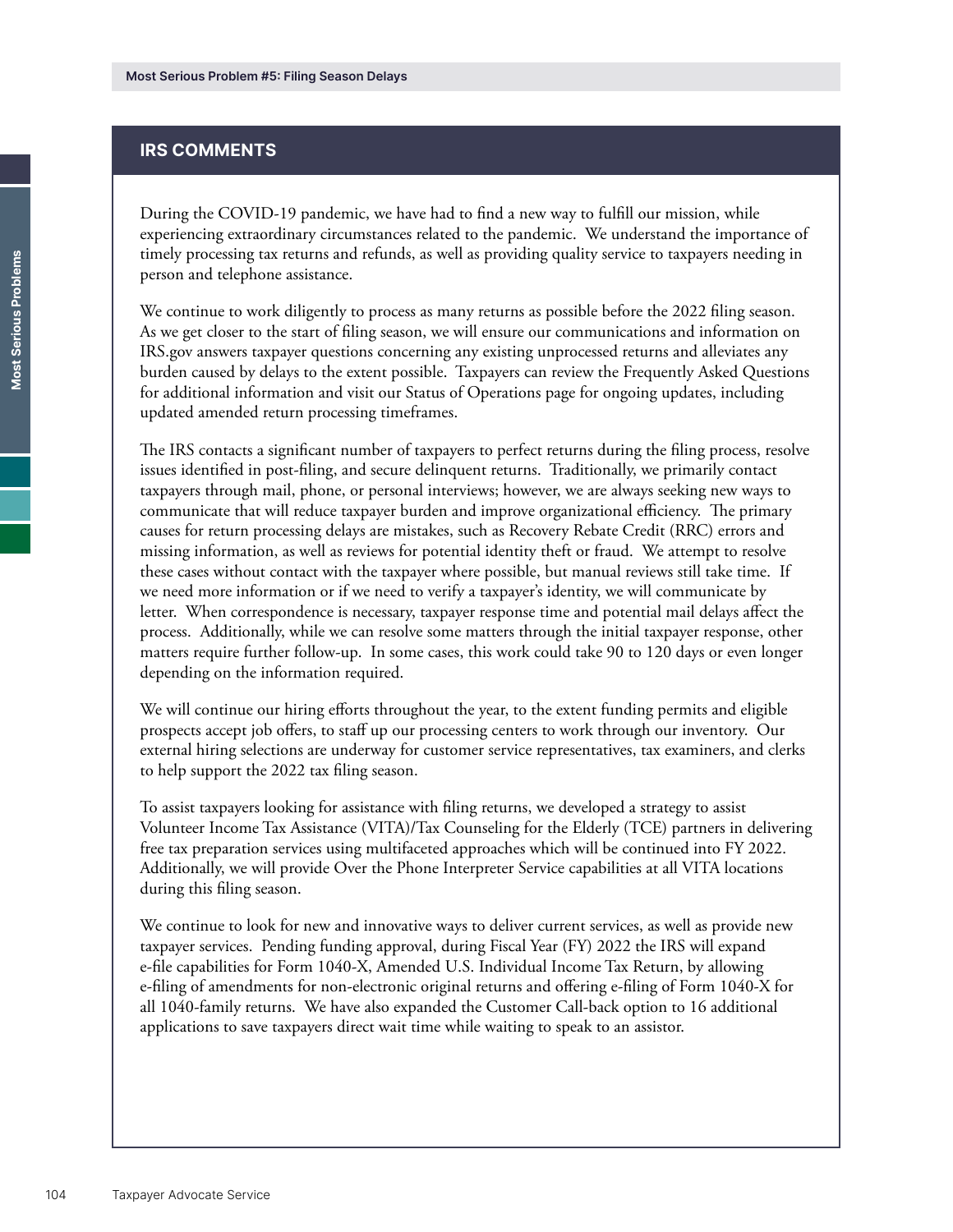## IRS COMMENTS

During the COVID-19 pandemic, we have had to find a new way to fulfill our mission, while experiencing extraordinary circumstances related to the pandemic. We understand the importance of timely processing tax returns and refunds, as well as providing quality service to taxpayers needing in person and telephone assistance.

We continue to work diligently to process as many returns as possible before the 2022 filing season. As we get closer to the start of filing season, we will ensure our communications and information on IRS.gov answers taxpayer questions concerning any existing unprocessed returns and alleviates any burden caused by delays to the extent possible. Taxpayers can review the Frequently Asked Questions for additional information and visit our Status of Operations page for ongoing updates, including updated amended return processing timeframes.

The IRS contacts a significant number of taxpayers to perfect returns during the filing process, resolve issues identified in post-filing, and secure delinquent returns. Traditionally, we primarily contact taxpayers through mail, phone, or personal interviews; however, we are always seeking new ways to communicate that will reduce taxpayer burden and improve organizational efficiency. The primary causes for return processing delays are mistakes, such as Recovery Rebate Credit (RRC) errors and missing information, as well as reviews for potential identity theft or fraud. We attempt to resolve these cases without contact with the taxpayer where possible, but manual reviews still take time. If we need more information or if we need to verify a taxpayer's identity, we will communicate by letter. When correspondence is necessary, taxpayer response time and potential mail delays affect the process. Additionally, while we can resolve some matters through the initial taxpayer response, other matters require further follow-up. In some cases, this work could take 90 to 120 days or even longer depending on the information required.

We will continue our hiring efforts throughout the year, to the extent funding permits and eligible prospects accept job offers, to staff up our processing centers to work through our inventory. Our external hiring selections are underway for customer service representatives, tax examiners, and clerks to help support the 2022 tax filing season.

To assist taxpayers looking for assistance with filing returns, we developed a strategy to assist Volunteer Income Tax Assistance (VITA)/Tax Counseling for the Elderly (TCE) partners in delivering free tax preparation services using multifaceted approaches which will be continued into FY 2022. Additionally, we will provide Over the Phone Interpreter Service capabilities at all VITA locations during this filing season.

We continue to look for new and innovative ways to deliver current services, as well as provide new taxpayer services. Pending funding approval, during Fiscal Year (FY) 2022 the IRS will expand e-file capabilities for Form 1040-X, Amended U.S. Individual Income Tax Return, by allowing e-filing of amendments for non-electronic original returns and offering e-filing of Form 1040-X for all 1040-family returns. We have also expanded the Customer Call-back option to 16 additional applications to save taxpayers direct wait time while waiting to speak to an assistor.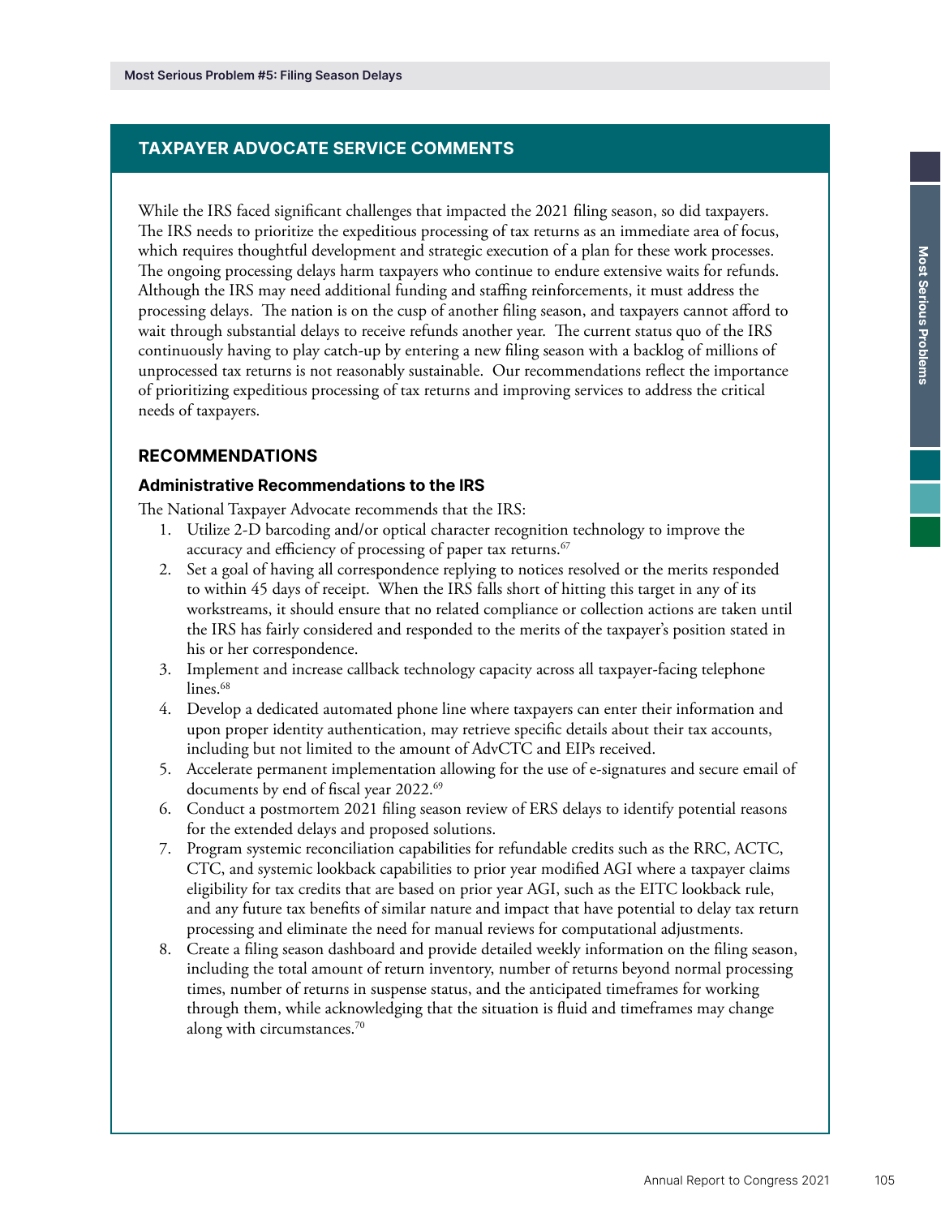## TAXPAYER ADVOCATE SERVICE COMMENTS

While the IRS faced significant challenges that impacted the 2021 filing season, so did taxpayers. The IRS needs to prioritize the expeditious processing of tax returns as an immediate area of focus, which requires thoughtful development and strategic execution of a plan for these work processes. The ongoing processing delays harm taxpayers who continue to endure extensive waits for refunds. Although the IRS may need additional funding and staffing reinforcements, it must address the processing delays. The nation is on the cusp of another filing season, and taxpayers cannot afford to wait through substantial delays to receive refunds another year. The current status quo of the IRS continuously having to play catch-up by entering a new filing season with a backlog of millions of unprocessed tax returns is not reasonably sustainable. Our recommendations reflect the importance of prioritizing expeditious processing of tax returns and improving services to address the critical needs of taxpayers.

## RECOMMENDATIONS

### Administrative Recommendations to the IRS

The National Taxpayer Advocate recommends that the IRS:

1. Utilize 2-D barcoding and/or optical character recognition technology to improve the accuracy and efficiency of processing of paper tax returns.[67]
2. Set a goal of having all correspondence replying to notices resolved or the merits responded to within 45 days of receipt. When the IRS falls short of hitting this target in any of its workstreams, it should ensure that no related compliance or collection actions are taken until the IRS has fairly considered and responded to the merits of the taxpayer's position stated in his or her correspondence.
3. Implement and increase callback technology capacity across all taxpayer-facing telephone lines.[68]
4. Develop a dedicated automated phone line where taxpayers can enter their information and upon proper identity authentication, may retrieve specific details about their tax accounts, including but not limited to the amount of AdvCTC and EIPs received.
5. Accelerate permanent implementation allowing for the use of e-signatures and secure email of documents by end of fiscal year 2022.[69]
6. Conduct a postmortem 2021 filing season review of ERS delays to identify potential reasons for the extended delays and proposed solutions.
7. Program systemic reconciliation capabilities for refundable credits such as the RRC, ACTC, CTC, and systemic lookback capabilities to prior year modified AGI where a taxpayer claims eligibility for tax credits that are based on prior year AGI, such as the EITC lookback rule, and any future tax benefits of similar nature and impact that have potential to delay tax return processing and eliminate the need for manual reviews for computational adjustments.
8. Create a filing season dashboard and provide detailed weekly information on the filing season, including the total amount of return inventory, number of returns beyond normal processing times, number of returns in suspense status, and the anticipated timeframes for working through them, while acknowledging that the situation is fluid and timeframes may change along with circumstances.[70]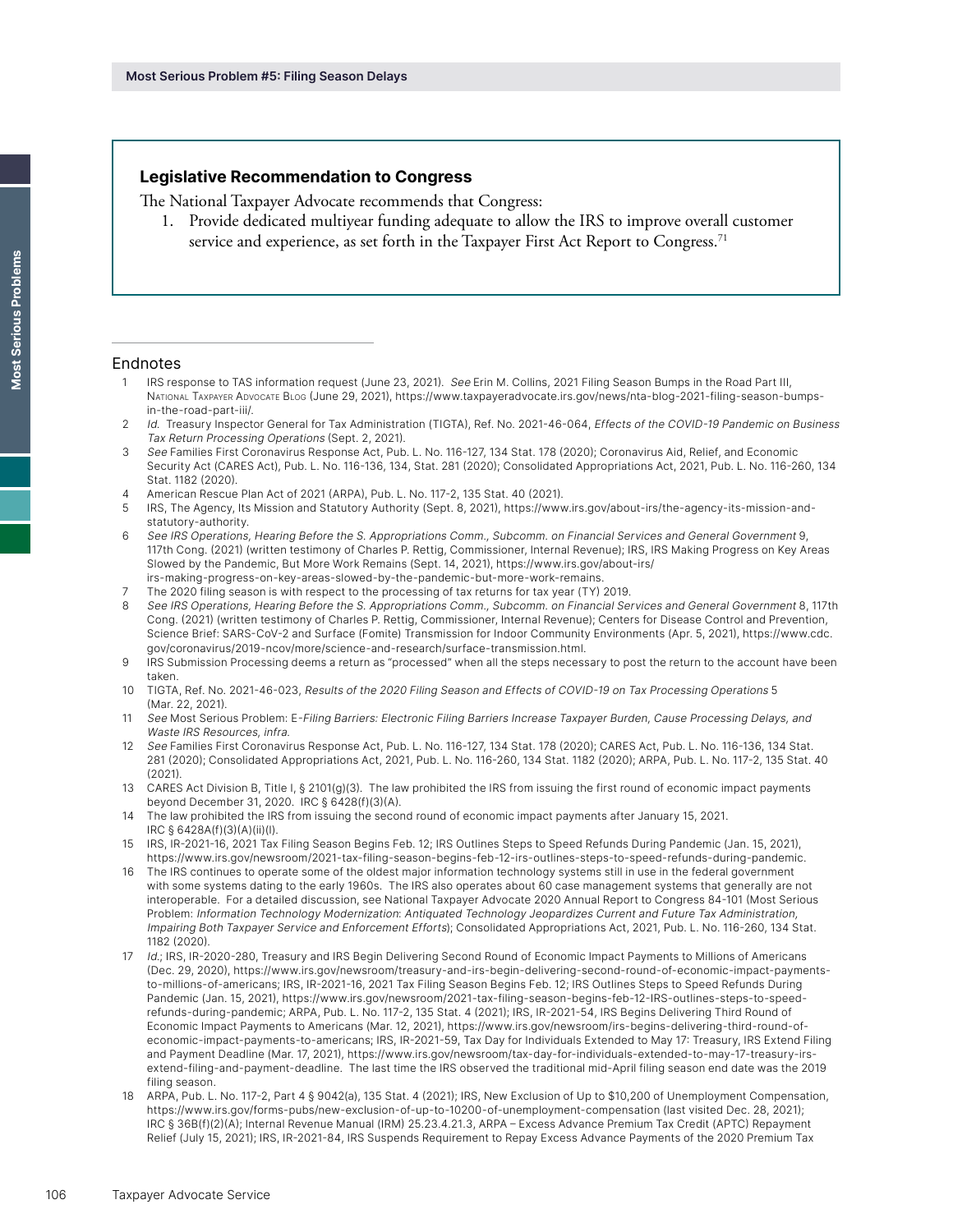### Legislative Recommendation to Congress

The National Taxpayer Advocate recommends that Congress:

1. Provide dedicated multiyear funding adequate to allow the IRS to improve overall customer service and experience, as set forth in the Taxpayer First Act Report to Congress.[71]

---

## Endnotes

1. IRS response to TAS information request (June 23, 2021). *See* Erin M. Collins, 2021 Filing Season Bumps in the Road Part III, National Taxpayer Advocate Blog (June 29, 2021), https://www.taxpayeradvocate.irs.gov/news/nta-blog-2021-filing-season-bumps-in-the-road-part-iii/.
2. *Id.* Treasury Inspector General for Tax Administration (TIGTA), Ref. No. 2021-46-064, *Effects of the COVID-19 Pandemic on Business Tax Return Processing Operations* (Sept. 2, 2021).
3. *See* Families First Coronavirus Response Act, Pub. L. No. 116-127, 134 Stat. 178 (2020); Coronavirus Aid, Relief, and Economic Security Act (CARES Act), Pub. L. No. 116-136, 134, Stat. 281 (2020); Consolidated Appropriations Act, 2021, Pub. L. No. 116-260, 134 Stat. 1182 (2020).
4. American Rescue Plan Act of 2021 (ARPA), Pub. L. No. 117-2, 135 Stat. 40 (2021).
5. IRS, The Agency, Its Mission and Statutory Authority (Sept. 8, 2021), https://www.irs.gov/about-irs/the-agency-its-mission-and-statutory-authority.
6. *See IRS Operations, Hearing Before the S. Appropriations Comm., Subcomm. on Financial Services and General Government* 9, 117th Cong. (2021) (written testimony of Charles P. Rettig, Commissioner, Internal Revenue); IRS, IRS Making Progress on Key Areas Slowed by the Pandemic, But More Work Remains (Sept. 14, 2021), https://www.irs.gov/about-irs/irs-making-progress-on-key-areas-slowed-by-the-pandemic-but-more-work-remains.
7. The 2020 filing season is with respect to the processing of tax returns for tax year (TY) 2019.
8. *See IRS Operations, Hearing Before the S. Appropriations Comm., Subcomm. on Financial Services and General Government* 8, 117th Cong. (2021) (written testimony of Charles P. Rettig, Commissioner, Internal Revenue); Centers for Disease Control and Prevention, Science Brief: SARS-CoV-2 and Surface (Fomite) Transmission for Indoor Community Environments (Apr. 5, 2021), https://www.cdc.gov/coronavirus/2019-ncov/more/science-and-research/surface-transmission.html.
9. IRS Submission Processing deems a return as "processed" when all the steps necessary to post the return to the account have been taken.
10. TIGTA, Ref. No. 2021-46-023, *Results of the 2020 Filing Season and Effects of COVID-19 on Tax Processing Operations* 5 (Mar. 22, 2021).
11. *See* Most Serious Problem: E-*Filing Barriers: Electronic Filing Barriers Increase Taxpayer Burden, Cause Processing Delays, and Waste IRS Resources, infra.*
12. *See* Families First Coronavirus Response Act, Pub. L. No. 116-127, 134 Stat. 178 (2020); CARES Act, Pub. L. No. 116-136, 134 Stat. 281 (2020); Consolidated Appropriations Act, 2021, Pub. L. No. 116-260, 134 Stat. 1182 (2020); ARPA, Pub. L. No. 117-2, 135 Stat. 40 (2021).
13. CARES Act Division B, Title I, § 2101(g)(3). The law prohibited the IRS from issuing the first round of economic impact payments beyond December 31, 2020. IRC § 6428(f)(3)(A).
14. The law prohibited the IRS from issuing the second round of economic impact payments after January 15, 2021. IRC § 6428A(f)(3)(A)(ii)(I).
15. IRS, IR-2021-16, 2021 Tax Filing Season Begins Feb. 12; IRS Outlines Steps to Speed Refunds During Pandemic (Jan. 15, 2021), https://www.irs.gov/newsroom/2021-tax-filing-season-begins-feb-12-irs-outlines-steps-to-speed-refunds-during-pandemic.
16. The IRS continues to operate some of the oldest major information technology systems still in use in the federal government with some systems dating to the early 1960s. The IRS also operates about 60 case management systems that generally are not interoperable. For a detailed discussion, see National Taxpayer Advocate 2020 Annual Report to Congress 84-101 (Most Serious Problem: *Information Technology Modernization*: *Antiquated Technology Jeopardizes Current and Future Tax Administration, Impairing Both Taxpayer Service and Enforcement Efforts*); Consolidated Appropriations Act, 2021, Pub. L. No. 116-260, 134 Stat. 1182 (2020).
17. *Id.*; IRS, IR-2020-280, Treasury and IRS Begin Delivering Second Round of Economic Impact Payments to Millions of Americans (Dec. 29, 2020), https://www.irs.gov/newsroom/treasury-and-irs-begin-delivering-second-round-of-economic-impact-payments-to-millions-of-americans; IRS, IR-2021-16, 2021 Tax Filing Season Begins Feb. 12; IRS Outlines Steps to Speed Refunds During Pandemic (Jan. 15, 2021), https://www.irs.gov/newsroom/2021-tax-filing-season-begins-feb-12-IRS-outlines-steps-to-speed-refunds-during-pandemic; ARPA, Pub. L. No. 117-2, 135 Stat. 4 (2021); IRS, IR-2021-54, IRS Begins Delivering Third Round of Economic Impact Payments to Americans (Mar. 12, 2021), https://www.irs.gov/newsroom/irs-begins-delivering-third-round-of-economic-impact-payments-to-americans; IRS, IR-2021-59, Tax Day for Individuals Extended to May 17: Treasury, IRS Extend Filing and Payment Deadline (Mar. 17, 2021), https://www.irs.gov/newsroom/tax-day-for-individuals-extended-to-may-17-treasury-irs-extend-filing-and-payment-deadline. The last time the IRS observed the traditional mid-April filing season end date was the 2019 filing season.
18. ARPA, Pub. L. No. 117-2, Part 4 § 9042(a), 135 Stat. 4 (2021); IRS, New Exclusion of Up to $10,200 of Unemployment Compensation, https://www.irs.gov/forms-pubs/new-exclusion-of-up-to-10200-of-unemployment-compensation (last visited Dec. 28, 2021); IRC § 36B(f)(2)(A); Internal Revenue Manual (IRM) 25.23.4.21.3, ARPA – Excess Advance Premium Tax Credit (APTC) Repayment Relief (July 15, 2021); IRS, IR-2021-84, IRS Suspends Requirement to Repay Excess Advance Payments of the 2020 Premium Tax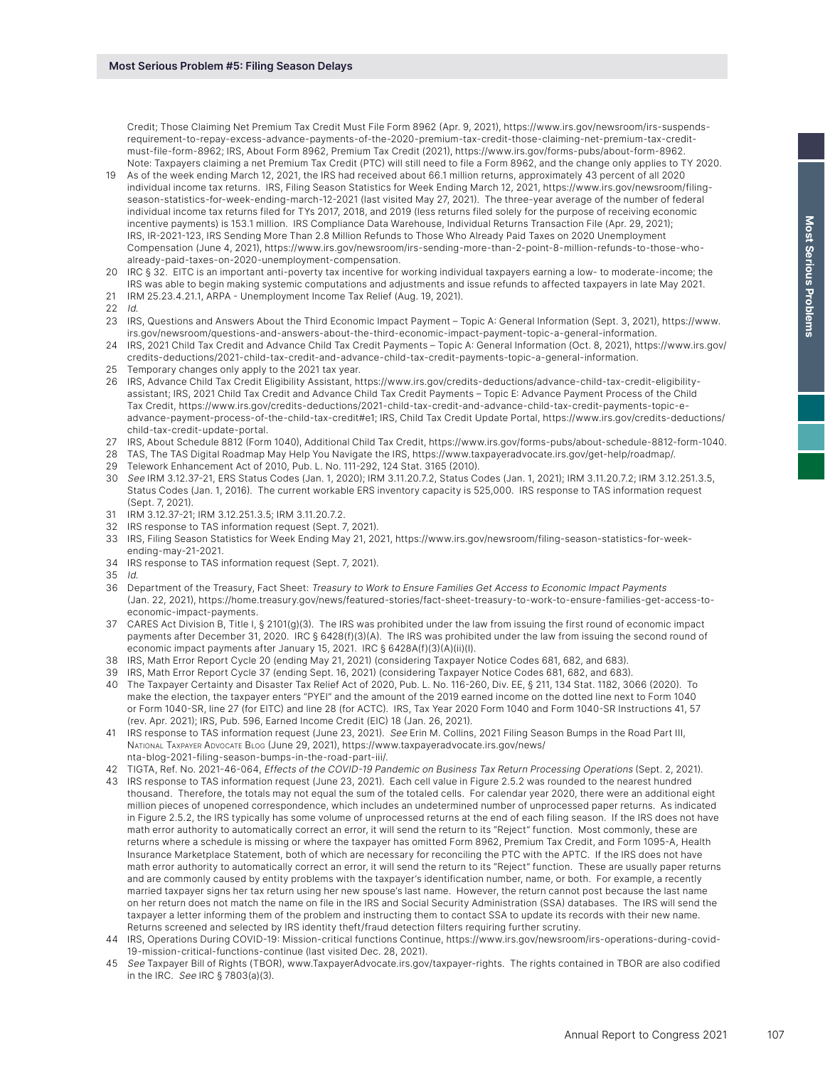Credit; Those Claiming Net Premium Tax Credit Must File Form 8962 (Apr. 9, 2021), https://www.irs.gov/newsroom/irs-suspends-requirement-to-repay-excess-advance-payments-of-the-2020-premium-tax-credit-those-claiming-net-premium-tax-credit-must-file-form-8962; IRS, About Form 8962, Premium Tax Credit (2021), https://www.irs.gov/forms-pubs/about-form-8962. Note: Taxpayers claiming a net Premium Tax Credit (PTC) will still need to file a Form 8962, and the change only applies to TY 2020.

19 As of the week ending March 12, 2021, the IRS had received about 66.1 million returns, approximately 43 percent of all 2020 individual income tax returns. IRS, Filing Season Statistics for Week Ending March 12, 2021, https://www.irs.gov/newsroom/filing-season-statistics-for-week-ending-march-12-2021 (last visited May 27, 2021). The three-year average of the number of federal individual income tax returns filed for TYs 2017, 2018, and 2019 (less returns filed solely for the purpose of receiving economic incentive payments) is 153.1 million. IRS Compliance Data Warehouse, Individual Returns Transaction File (Apr. 29, 2021); IRS, IR-2021-123, IRS Sending More Than 2.8 Million Refunds to Those Who Already Paid Taxes on 2020 Unemployment Compensation (June 4, 2021), https://www.irs.gov/newsroom/irs-sending-more-than-2-point-8-million-refunds-to-those-who-already-paid-taxes-on-2020-unemployment-compensation.

20 IRC § 32. EITC is an important anti-poverty tax incentive for working individual taxpayers earning a low- to moderate-income; the IRS was able to begin making systemic computations and adjustments and issue refunds to affected taxpayers in late May 2021.

21 IRM 25.23.4.21.1, ARPA - Unemployment Income Tax Relief (Aug. 19, 2021).

22 *Id.*

23 IRS, Questions and Answers About the Third Economic Impact Payment – Topic A: General Information (Sept. 3, 2021), https://www.irs.gov/newsroom/questions-and-answers-about-the-third-economic-impact-payment-topic-a-general-information.

24 IRS, 2021 Child Tax Credit and Advance Child Tax Credit Payments – Topic A: General Information (Oct. 8, 2021), https://www.irs.gov/credits-deductions/2021-child-tax-credit-and-advance-child-tax-credit-payments-topic-a-general-information.

25 Temporary changes only apply to the 2021 tax year.

26 IRS, Advance Child Tax Credit Eligibility Assistant, https://www.irs.gov/credits-deductions/advance-child-tax-credit-eligibility-assistant; IRS, 2021 Child Tax Credit and Advance Child Tax Credit Payments – Topic E: Advance Payment Process of the Child Tax Credit, https://www.irs.gov/credits-deductions/2021-child-tax-credit-and-advance-child-tax-credit-payments-topic-e-advance-payment-process-of-the-child-tax-credit#e1; IRS, Child Tax Credit Update Portal, https://www.irs.gov/credits-deductions/child-tax-credit-update-portal.

27 IRS, About Schedule 8812 (Form 1040), Additional Child Tax Credit, https://www.irs.gov/forms-pubs/about-schedule-8812-form-1040.

28 TAS, The TAS Digital Roadmap May Help You Navigate the IRS, https://www.taxpayeradvocate.irs.gov/get-help/roadmap/.

29 Telework Enhancement Act of 2010, Pub. L. No. 111-292, 124 Stat. 3165 (2010).

30 *See* IRM 3.12.37-21, ERS Status Codes (Jan. 1, 2020); IRM 3.11.20.7.2, Status Codes (Jan. 1, 2021); IRM 3.11.20.7.2; IRM 3.12.251.3.5, Status Codes (Jan. 1, 2016). The current workable ERS inventory capacity is 525,000. IRS response to TAS information request (Sept. 7, 2021).

31 IRM 3.12.37-21; IRM 3.12.251.3.5; IRM 3.11.20.7.2.

32 IRS response to TAS information request (Sept. 7, 2021).

33 IRS, Filing Season Statistics for Week Ending May 21, 2021, https://www.irs.gov/newsroom/filing-season-statistics-for-week-ending-may-21-2021.

34 IRS response to TAS information request (Sept. 7, 2021).

35 *Id.*

36 Department of the Treasury, Fact Sheet: *Treasury to Work to Ensure Families Get Access to Economic Impact Payments* (Jan. 22, 2021), https://home.treasury.gov/news/featured-stories/fact-sheet-treasury-to-work-to-ensure-families-get-access-to-economic-impact-payments.

37 CARES Act Division B, Title I, § 2101(g)(3). The IRS was prohibited under the law from issuing the first round of economic impact payments after December 31, 2020. IRC § 6428(f)(3)(A). The IRS was prohibited under the law from issuing the second round of economic impact payments after January 15, 2021. IRC § 6428A(f)(3)(A)(ii)(I).

38 IRS, Math Error Report Cycle 20 (ending May 21, 2021) (considering Taxpayer Notice Codes 681, 682, and 683).

39 IRS, Math Error Report Cycle 37 (ending Sept. 16, 2021) (considering Taxpayer Notice Codes 681, 682, and 683).

40 The Taxpayer Certainty and Disaster Tax Relief Act of 2020, Pub. L. No. 116-260, Div. EE, § 211, 134 Stat. 1182, 3066 (2020). To make the election, the taxpayer enters "PYEI" and the amount of the 2019 earned income on the dotted line next to Form 1040 or Form 1040-SR, line 27 (for EITC) and line 28 (for ACTC). IRS, Tax Year 2020 Form 1040 and Form 1040-SR Instructions 41, 57 (rev. Apr. 2021); IRS, Pub. 596, Earned Income Credit (EIC) 18 (Jan. 26, 2021).

41 IRS response to TAS information request (June 23, 2021). *See* Erin M. Collins, 2021 Filing Season Bumps in the Road Part III, National Taxpayer Advocate Blog (June 29, 2021), https://www.taxpayeradvocate.irs.gov/news/nta-blog-2021-filing-season-bumps-in-the-road-part-iii/.

42 TIGTA, Ref. No. 2021-46-064, *Effects of the COVID-19 Pandemic on Business Tax Return Processing Operations* (Sept. 2, 2021).

43 IRS response to TAS information request (June 23, 2021). Each cell value in Figure 2.5.2 was rounded to the nearest hundred thousand. Therefore, the totals may not equal the sum of the totaled cells. For calendar year 2020, there were an additional eight million pieces of unopened correspondence, which includes an undetermined number of unprocessed paper returns. As indicated in Figure 2.5.2, the IRS typically has some volume of unprocessed returns at the end of each filing season. If the IRS does not have math error authority to automatically correct an error, it will send the return to its "Reject" function. Most commonly, these are returns where a schedule is missing or where the taxpayer has omitted Form 8962, Premium Tax Credit, and Form 1095-A, Health Insurance Marketplace Statement, both of which are necessary for reconciling the PTC with the APTC. If the IRS does not have math error authority to automatically correct an error, it will send the return to its "Reject" function. These are usually paper returns and are commonly caused by entity problems with the taxpayer's identification number, name, or both. For example, a recently married taxpayer signs her tax return using her new spouse's last name. However, the return cannot post because the last name on her return does not match the name on file in the IRS and Social Security Administration (SSA) databases. The IRS will send the taxpayer a letter informing them of the problem and instructing them to contact SSA to update its records with their new name. Returns screened and selected by IRS identity theft/fraud detection filters requiring further scrutiny.

44 IRS, Operations During COVID-19: Mission-critical functions Continue, https://www.irs.gov/newsroom/irs-operations-during-covid-19-mission-critical-functions-continue (last visited Dec. 28, 2021).

45 *See* Taxpayer Bill of Rights (TBOR), www.TaxpayerAdvocate.irs.gov/taxpayer-rights. The rights contained in TBOR are also codified in the IRC. *See* IRC § 7803(a)(3).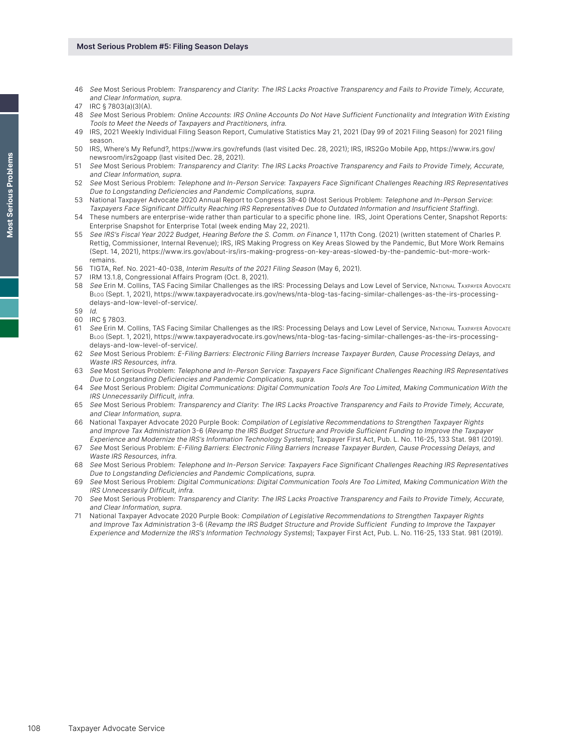46 *See* Most Serious Problem: *Transparency and Clarity*: *The IRS Lacks Proactive Transparency and Fails to Provide Timely, Accurate, and Clear Information, supra.*

47 IRC § 7803(a)(3)(A).

48 *See* Most Serious Problem: *Online Accounts*: *IRS Online Accounts Do Not Have Sufficient Functionality and Integration With Existing Tools to Meet the Needs of Taxpayers and Practitioners, infra.*

49 IRS, 2021 Weekly Individual Filing Season Report, Cumulative Statistics May 21, 2021 (Day 99 of 2021 Filing Season) for 2021 filing season.

50 IRS, Where's My Refund?, https://www.irs.gov/refunds (last visited Dec. 28, 2021); IRS, IRS2Go Mobile App, https://www.irs.gov/newsroom/irs2goapp (last visited Dec. 28, 2021).

51 *See* Most Serious Problem: *Transparency and Clarity*: *The IRS Lacks Proactive Transparency and Fails to Provide Timely, Accurate, and Clear Information, supra.*

52 *See* Most Serious Problem: *Telephone and In-Person Service*: *Taxpayers Face Significant Challenges Reaching IRS Representatives Due to Longstanding Deficiencies and Pandemic Complications*, *supra.*

53 National Taxpayer Advocate 2020 Annual Report to Congress 38-40 (Most Serious Problem: *Telephone and In-Person Service*: *Taxpayers Face Significant Difficulty Reaching IRS Representatives Due to Outdated Information and Insufficient Staffing*).

54 These numbers are enterprise-wide rather than particular to a specific phone line. IRS, Joint Operations Center, Snapshot Reports: Enterprise Snapshot for Enterprise Total (week ending May 22, 2021).

55 *See IRS's Fiscal Year 2022 Budget, Hearing Before the S. Comm. on Finance* 1, 117th Cong. (2021) (written statement of Charles P. Rettig, Commissioner, Internal Revenue); IRS, IRS Making Progress on Key Areas Slowed by the Pandemic, But More Work Remains (Sept. 14, 2021), https://www.irs.gov/about-irs/irs-making-progress-on-key-areas-slowed-by-the-pandemic-but-more-work-remains.

56 TIGTA, Ref. No. 2021-40-038, *Interim Results of the 2021 Filing Season* (May 6, 2021).

57 IRM 13.1.8, Congressional Affairs Program (Oct. 8, 2021).

58 *See* Erin M. Collins, TAS Facing Similar Challenges as the IRS: Processing Delays and Low Level of Service, National Taxpayer Advocate Blog (Sept. 1, 2021), https://www.taxpayeradvocate.irs.gov/news/nta-blog-tas-facing-similar-challenges-as-the-irs-processing-delays-and-low-level-of-service/.

59 *Id.*

60 IRC § 7803.

61 *See* Erin M. Collins, TAS Facing Similar Challenges as the IRS: Processing Delays and Low Level of Service, National Taxpayer Advocate Blog (Sept. 1, 2021), https://www.taxpayeradvocate.irs.gov/news/nta-blog-tas-facing-similar-challenges-as-the-irs-processing-delays-and-low-level-of-service/.

62 *See* Most Serious Problem: *E-Filing Barriers: Electronic Filing Barriers Increase Taxpayer Burden, Cause Processing Delays, and Waste IRS Resources, infra.*

63 *See* Most Serious Problem: *Telephone and In-Person Service*: *Taxpayers Face Significant Challenges Reaching IRS Representatives Due to Longstanding Deficiencies and Pandemic Complications*, *supra.*

64 *See* Most Serious Problem: *Digital Communications*: *Digital Communication Tools Are Too Limited, Making Communication With the IRS Unnecessarily Difficult, infra.*

65 *See* Most Serious Problem: *Transparency and Clarity*: *The IRS Lacks Proactive Transparency and Fails to Provide Timely, Accurate, and Clear Information*, *supra.*

66 National Taxpayer Advocate 2020 Purple Book: *Compilation of Legislative Recommendations to Strengthen Taxpayer Rights and Improve Tax Administration* 3-6 (*Revamp the IRS Budget Structure and Provide Sufficient Funding to Improve the Taxpayer Experience and Modernize the IRS's Information Technology Systems*); Taxpayer First Act, Pub. L. No. 116-25, 133 Stat. 981 (2019).

67 *See* Most Serious Problem: *E-Filing Barriers*: *Electronic Filing Barriers Increase Taxpayer Burden, Cause Processing Delays, and Waste IRS Resources, infra.*

68 *See* Most Serious Problem: *Telephone and In-Person Service*: *Taxpayers Face Significant Challenges Reaching IRS Representatives Due to Longstanding Deficiencies and Pandemic Complications*, *supra.*

69 *See* Most Serious Problem: *Digital Communications*: *Digital Communication Tools Are Too Limited, Making Communication With the IRS Unnecessarily Difficult, infra.*

70 *See* Most Serious Problem: *Transparency and Clarity*: *The IRS Lacks Proactive Transparency and Fails to Provide Timely, Accurate, and Clear Information*, *supra.*

71 National Taxpayer Advocate 2020 Purple Book: *Compilation of Legislative Recommendations to Strengthen Taxpayer Rights and Improve Tax Administration* 3-6 (*Revamp the IRS Budget Structure and Provide Sufficient Funding to Improve the Taxpayer Experience and Modernize the IRS's Information Technology Systems*); Taxpayer First Act, Pub. L. No. 116-25, 133 Stat. 981 (2019).